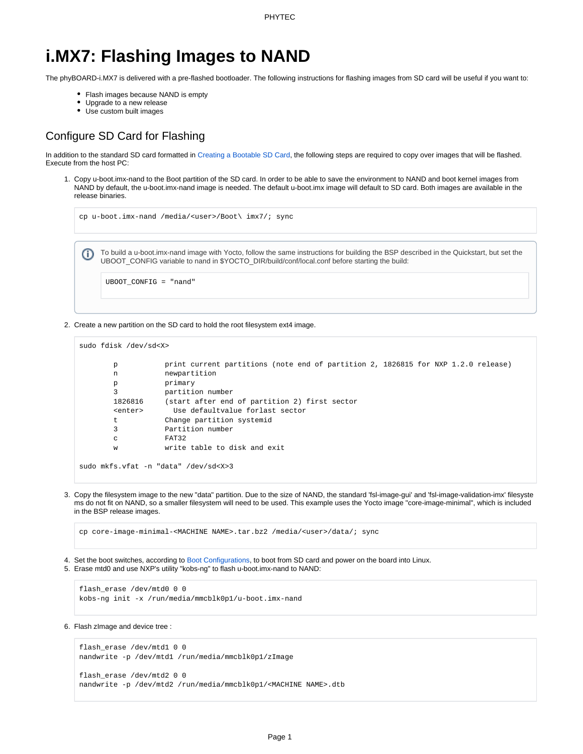# i.MX7: Flashing Images to NAND

The phyBOARD-i.MX7 is delivered with a pre-flashed bootloader. The following instructions for flashing images from SD card will be useful if you want to:

- Flash images because NAND is empty
- Upgrade to a new release
- Use custom built images

## Configure SD Card for Flashing

In addition to the standard SD card formatted in Creating a Bootable SD Card, the following steps are required to copy over images that will be flashed. Execute from the host PC:

1. Copy u-boot.imx-nand to the Boot partition of the SD card. In order to be able to save the environment to NAND and boot kernel images from NAND by default, the u-boot.imx-nand image is needed. The default u-boot.imx image will default to SD card. Both images are available in the release binaries.

   ```
   cp u-boot.imx-nand /media/<user>/Boot\ imx7/; sync
   ```

   > To build a u-boot.imx-nand image with Yocto, follow the same instructions for building the BSP described in the Quickstart, but set the UBOOT_CONFIG variable to nand in $YOCTO_DIR/build/conf/local.conf before starting the build:
   >
   > ```
   > UBOOT_CONFIG = "nand"
   > ```

2. Create a new partition on the SD card to hold the root filesystem ext4 image.

   ```
   sudo fdisk /dev/sd<X>

           p           print current partitions (note end of partition 2, 1826815 for NXP 1.2.0 release)
           n           newpartition
           p           primary
           3           partition number
           1826816     (start after end of partition 2) first sector
           <enter>       Use defaultvalue forlast sector
           t           Change partition systemid
           3           Partition number
           c           FAT32
           w           write table to disk and exit

   sudo mkfs.vfat -n "data" /dev/sd<X>3
   ```

3. Copy the filesystem image to the new "data" partition. Due to the size of NAND, the standard 'fsl-image-gui' and 'fsl-image-validation-imx' filesystems do not fit on NAND, so a smaller filesystem will need to be used. This example uses the Yocto image "core-image-minimal", which is included in the BSP release images.

   ```
   cp core-image-minimal-<MACHINE NAME>.tar.bz2 /media/<user>/data/; sync
   ```

4. Set the boot switches, according to Boot Configurations, to boot from SD card and power on the board into Linux.
5. Erase mtd0 and use NXP's utility "kobs-ng" to flash u-boot.imx-nand to NAND:

   ```
   flash_erase /dev/mtd0 0 0
   kobs-ng init -x /run/media/mmcblk0p1/u-boot.imx-nand
   ```

6. Flash zImage and device tree :

   ```
   flash_erase /dev/mtd1 0 0
   nandwrite -p /dev/mtd1 /run/media/mmcblk0p1/zImage

   flash_erase /dev/mtd2 0 0
   nandwrite -p /dev/mtd2 /run/media/mmcblk0p1/<MACHINE NAME>.dtb
   ```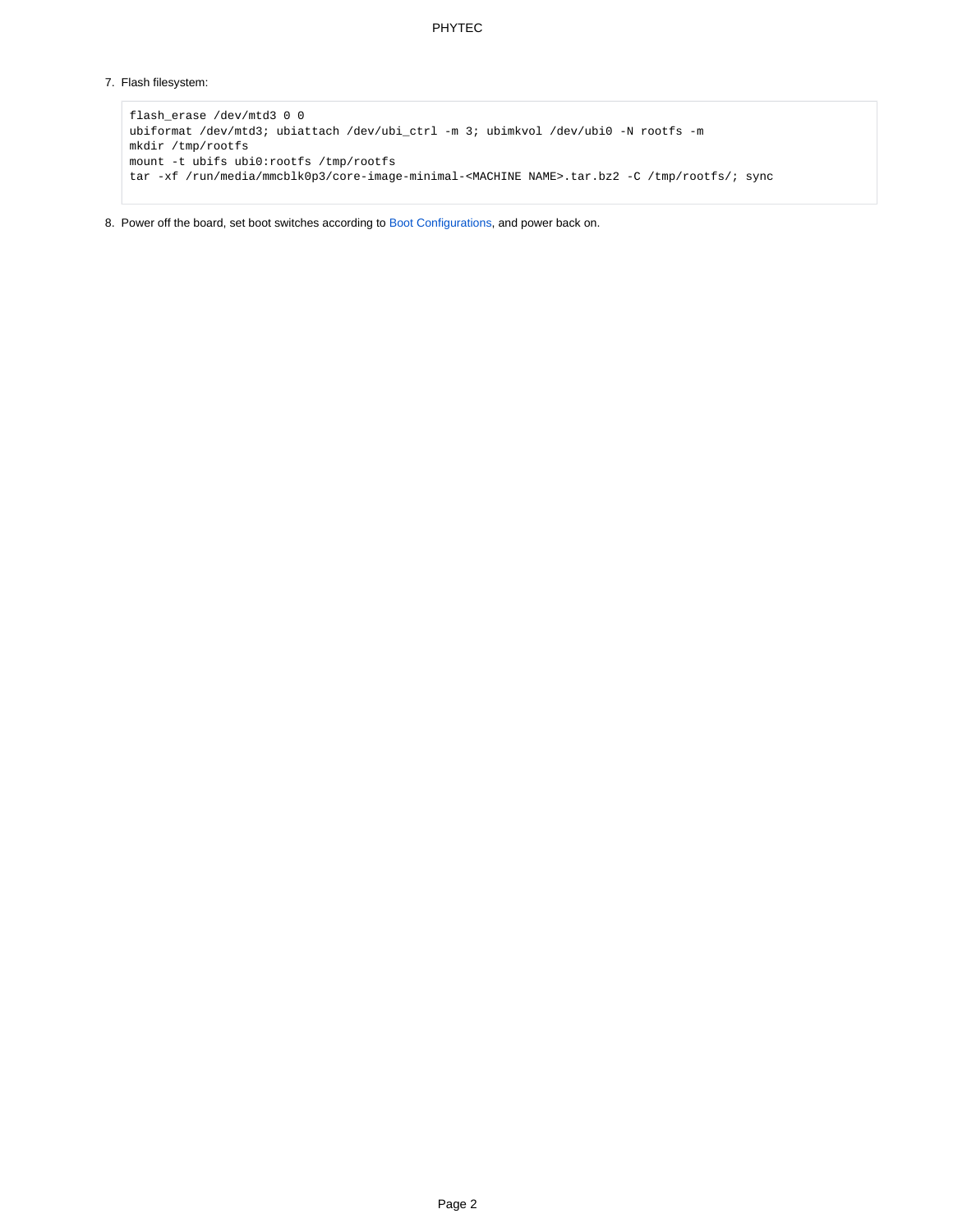7. Flash filesystem:

```
flash_erase /dev/mtd3 0 0
ubiformat /dev/mtd3; ubiattach /dev/ubi_ctrl -m 3; ubimkvol /dev/ubi0 -N rootfs -m
mkdir /tmp/rootfs
mount -t ubifs ubi0:rootfs /tmp/rootfs
tar -xf /run/media/mmcblk0p3/core-image-minimal-<MACHINE NAME>.tar.bz2 -C /tmp/rootfs/; sync
```

8. Power off the board, set boot switches according to Boot Configurations, and power back on.